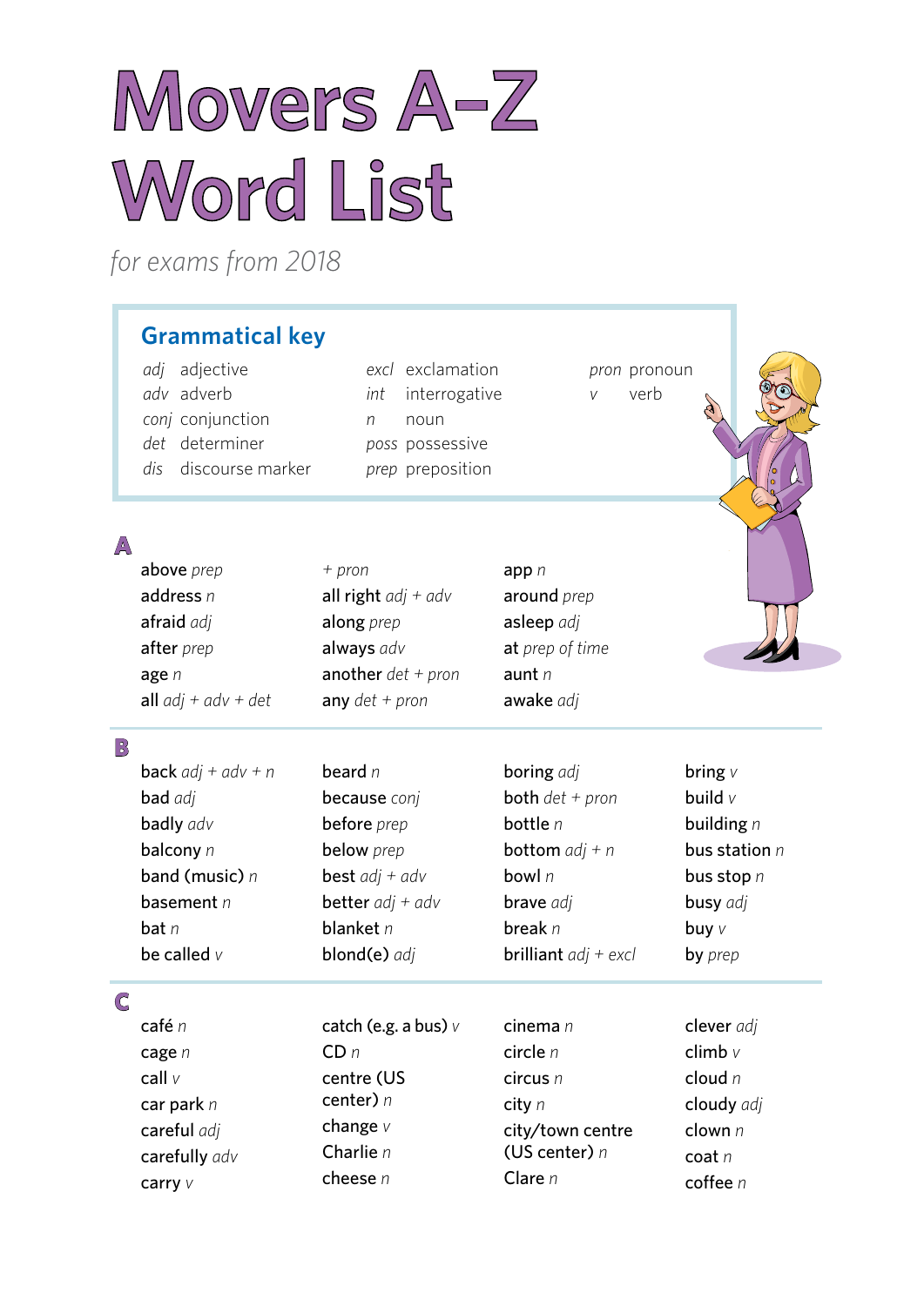# Movers A-Z Word List

*for exams from 2018*

## Grammatical key

*adj* adjective
*adv* adverb
*conj* conjunction
*det* determiner
*dis* discourse marker
*excl* exclamation
*int* interrogative
*n* noun
*poss* possessive
*prep* preposition
*pron* pronoun
*v* verb

## A

above *prep*
address *n*
afraid *adj*
after *prep*
age *n*
all *adj + adv + det + pron*
all right *adj + adv*
along *prep*
always *adv*
another *det + pron*
any *det + pron*
app *n*
around *prep*
asleep *adj*
at *prep of time*
aunt *n*
awake *adj*

## B

back *adj + adv + n*
bad *adj*
badly *adv*
balcony *n*
band (music) *n*
basement *n*
bat *n*
be called *v*
beard *n*
because *conj*
before *prep*
below *prep*
best *adj + adv*
better *adj + adv*
blanket *n*
blond(e) *adj*
boring *adj*
both *det + pron*
bottle *n*
bottom *adj + n*
bowl *n*
brave *adj*
break *n*
brilliant *adj + excl*
bring *v*
build *v*
building *n*
bus station *n*
bus stop *n*
busy *adj*
buy *v*
by *prep*

## C

café *n*
cage *n*
call *v*
car park *n*
careful *adj*
carefully *adv*
carry *v*
catch (e.g. a bus) *v*
CD *n*
centre (US center) *n*
change *v*
Charlie *n*
cheese *n*
cinema *n*
circle *n*
circus *n*
city *n*
city/town centre (US center) *n*
Clare *n*
clever *adj*
climb *v*
cloud *n*
cloudy *adj*
clown *n*
coat *n*
coffee *n*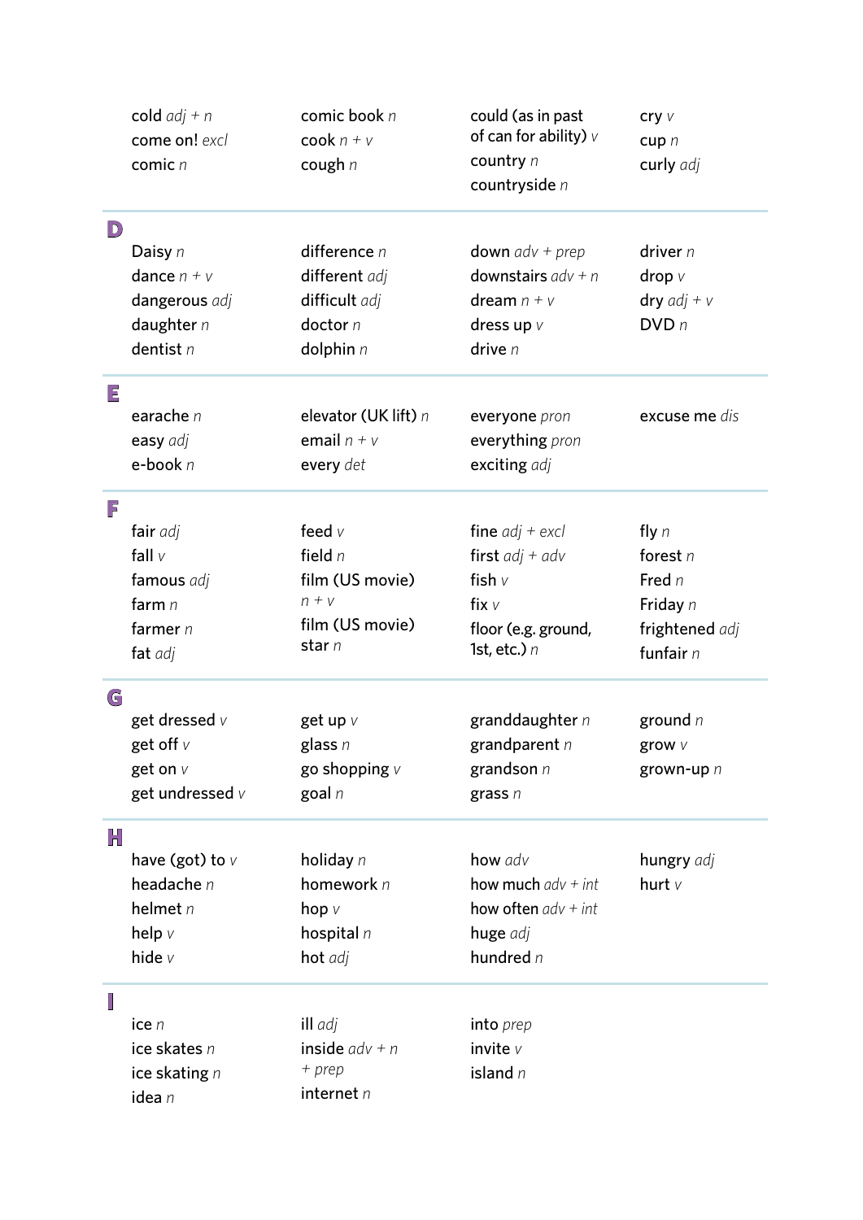cold *adj + n*
come on! *excl*
comic *n*
comic book *n*
cook *n + v*
cough *n*
could (as in past of can for ability) *v*
country *n*
countryside *n*
cry *v*
cup *n*
curly *adj*

## D

Daisy *n*
dance *n + v*
dangerous *adj*
daughter *n*
dentist *n*
difference *n*
different *adj*
difficult *adj*
doctor *n*
dolphin *n*
down *adv + prep*
downstairs *adv + n*
dream *n + v*
dress up *v*
drive *n*
driver *n*
drop *v*
dry *adj + v*
DVD *n*

## E

earache *n*
easy *adj*
e-book *n*
elevator (UK lift) *n*
email *n + v*
every *det*
everyone *pron*
everything *pron*
exciting *adj*
excuse me *dis*

## F

fair *adj*
fall *v*
famous *adj*
farm *n*
farmer *n*
fat *adj*
feed *v*
field *n*
film (US movie) *n + v*
film (US movie) star *n*
fine *adj + excl*
first *adj + adv*
fish *v*
fix *v*
floor (e.g. ground, 1st, etc.) *n*
fly *n*
forest *n*
Fred *n*
Friday *n*
frightened *adj*
funfair *n*

## G

get dressed *v*
get off *v*
get on *v*
get undressed *v*
get up *v*
glass *n*
go shopping *v*
goal *n*
granddaughter *n*
grandparent *n*
grandson *n*
grass *n*
ground *n*
grow *v*
grown-up *n*

## H

have (got) to *v*
headache *n*
helmet *n*
help *v*
hide *v*
holiday *n*
homework *n*
hop *v*
hospital *n*
hot *adj*
how *adv*
how much *adv + int*
how often *adv + int*
huge *adj*
hundred *n*
hungry *adj*
hurt *v*

## I

ice *n*
ice skates *n*
ice skating *n*
idea *n*
ill *adj*
inside *adv + n + prep*
internet *n*
into *prep*
invite *v*
island *n*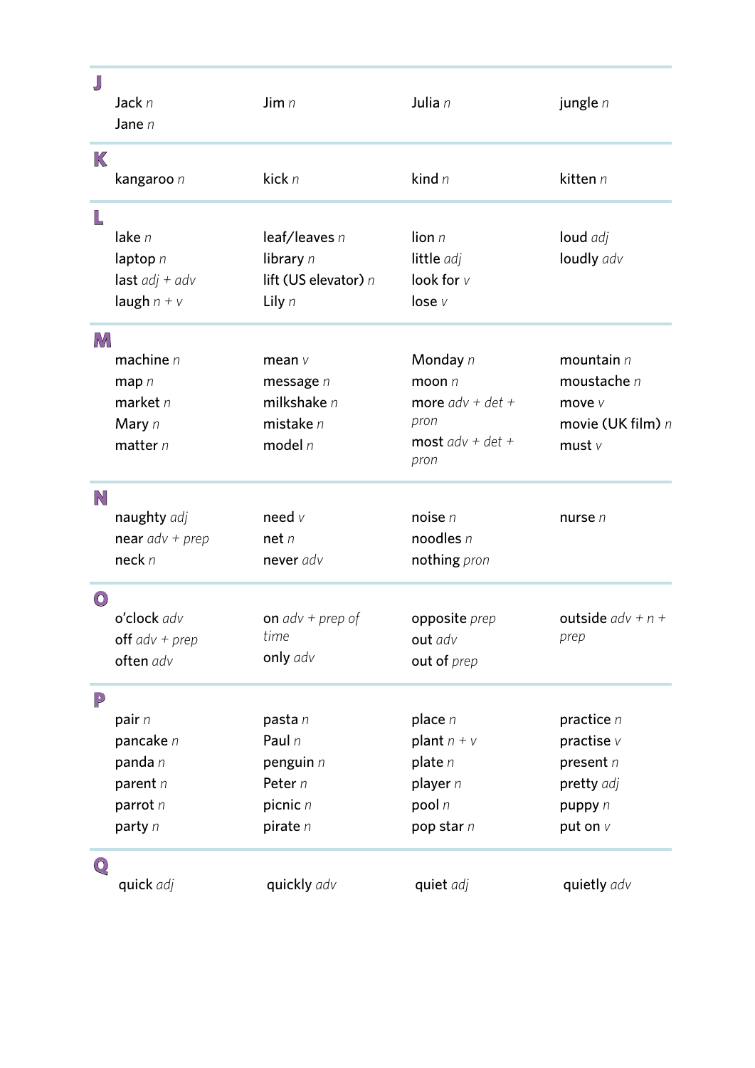## J

| | | | |
|---|---|---|---|
| Jack *n* | Jim *n* | Julia *n* | jungle *n* |
| Jane *n* | | | |

## K

| | | | |
|---|---|---|---|
| kangaroo *n* | kick *n* | kind *n* | kitten *n* |

## L

| | | | |
|---|---|---|---|
| lake *n* | leaf/leaves *n* | lion *n* | loud *adj* |
| laptop *n* | library *n* | little *adj* | loudly *adv* |
| last *adj + adv* | lift (US elevator) *n* | look for *v* | |
| laugh *n + v* | Lily *n* | lose *v* | |

## M

| | | | |
|---|---|---|---|
| machine *n* | mean *v* | Monday *n* | mountain *n* |
| map *n* | message *n* | moon *n* | moustache *n* |
| market *n* | milkshake *n* | more *adv + det + pron* | move *v* |
| Mary *n* | mistake *n* | most *adv + det + pron* | movie (UK film) *n* |
| matter *n* | model *n* | | must *v* |

## N

| | | | |
|---|---|---|---|
| naughty *adj* | need *v* | noise *n* | nurse *n* |
| near *adv + prep* | net *n* | noodles *n* | |
| neck *n* | never *adv* | nothing *pron* | |

## O

| | | | |
|---|---|---|---|
| o'clock *adv* | on *adv + prep of time* | opposite *prep* | outside *adv + n + prep* |
| off *adv + prep* | only *adv* | out *adv* | |
| often *adv* | | out of *prep* | |

## P

| | | | |
|---|---|---|---|
| pair *n* | pasta *n* | place *n* | practice *n* |
| pancake *n* | Paul *n* | plant *n + v* | practise *v* |
| panda *n* | penguin *n* | plate *n* | present *n* |
| parent *n* | Peter *n* | player *n* | pretty *adj* |
| parrot *n* | picnic *n* | pool *n* | puppy *n* |
| party *n* | pirate *n* | pop star *n* | put on *v* |

## Q

| | | | |
|---|---|---|---|
| quick *adj* | quickly *adv* | quiet *adj* | quietly *adv* |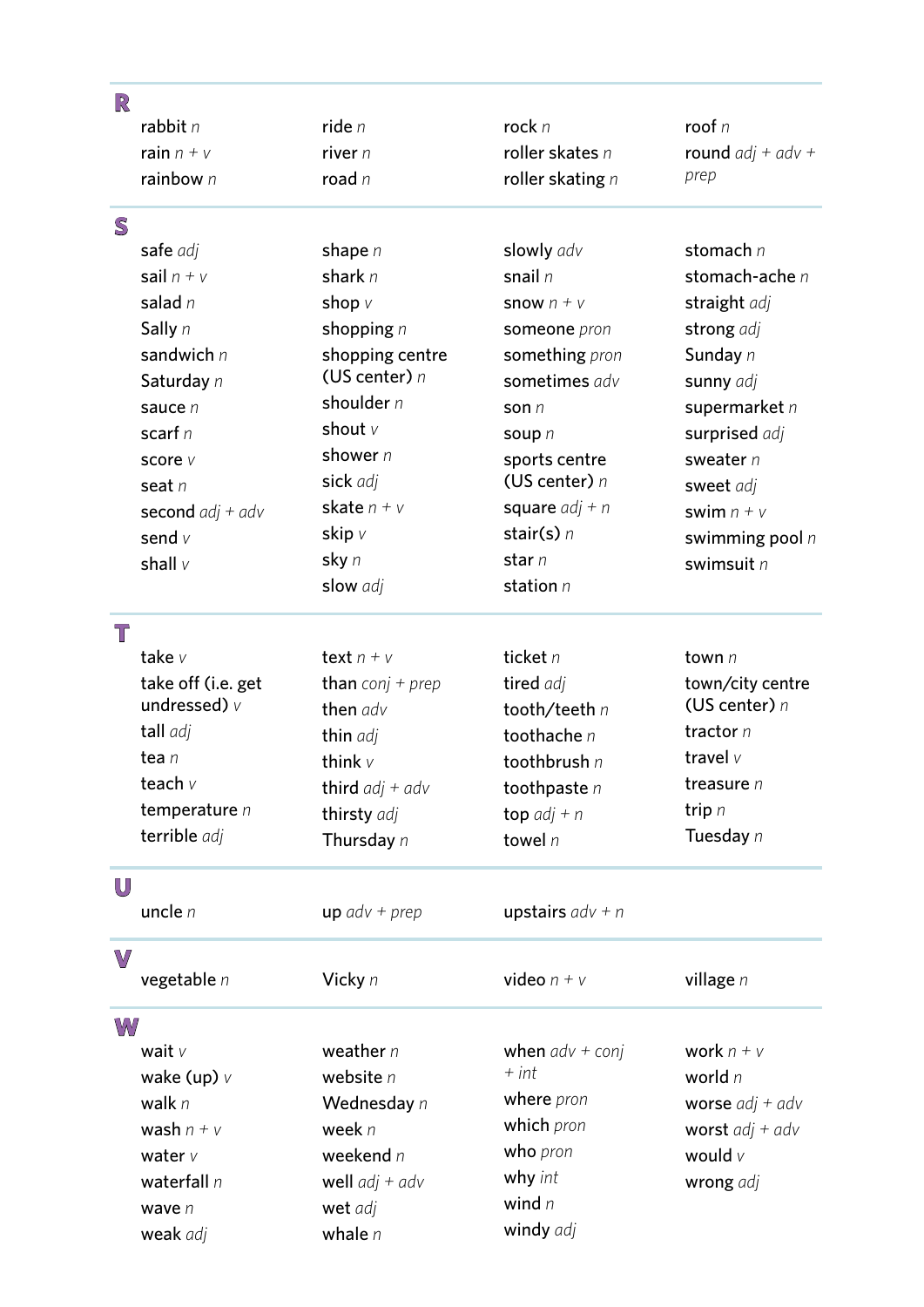## R

rabbit *n*
rain *n + v*
rainbow *n*
ride *n*
river *n*
road *n*
rock *n*
roller skates *n*
roller skating *n*
roof *n*
round *adj + adv + prep*

## S

safe *adj*
sail *n + v*
salad *n*
Sally *n*
sandwich *n*
Saturday *n*
sauce *n*
scarf *n*
score *v*
seat *n*
second *adj + adv*
send *v*
shall *v*
shape *n*
shark *n*
shop *v*
shopping *n*
shopping centre (US center) *n*
shoulder *n*
shout *v*
shower *n*
sick *adj*
skate *n + v*
skip *v*
sky *n*
slow *adj*
slowly *adv*
snail *n*
snow *n + v*
someone *pron*
something *pron*
sometimes *adv*
son *n*
soup *n*
sports centre (US center) *n*
square *adj + n*
stair(s) *n*
star *n*
station *n*
stomach *n*
stomach-ache *n*
straight *adj*
strong *adj*
Sunday *n*
sunny *adj*
supermarket *n*
surprised *adj*
sweater *n*
sweet *adj*
swim *n + v*
swimming pool *n*
swimsuit *n*

## T

take *v*
take off (i.e. get undressed) *v*
tall *adj*
tea *n*
teach *v*
temperature *n*
terrible *adj*
text *n + v*
than *conj + prep*
then *adv*
thin *adj*
think *v*
third *adj + adv*
thirsty *adj*
Thursday *n*
ticket *n*
tired *adj*
tooth/teeth *n*
toothache *n*
toothbrush *n*
toothpaste *n*
top *adj + n*
towel *n*
town *n*
town/city centre (US center) *n*
tractor *n*
travel *v*
treasure *n*
trip *n*
Tuesday *n*

## U

uncle *n*
up *adv + prep*
upstairs *adv + n*

## V

vegetable *n*
Vicky *n*
video *n + v*
village *n*

## W

wait *v*
wake (up) *v*
walk *n*
wash *n + v*
water *v*
waterfall *n*
wave *n*
weak *adj*
weather *n*
website *n*
Wednesday *n*
week *n*
weekend *n*
well *adj + adv*
wet *adj*
whale *n*
when *adv + conj + int*
where *pron*
which *pron*
who *pron*
why *int*
wind *n*
windy *adj*
work *n + v*
world *n*
worse *adj + adv*
worst *adj + adv*
would *v*
wrong *adj*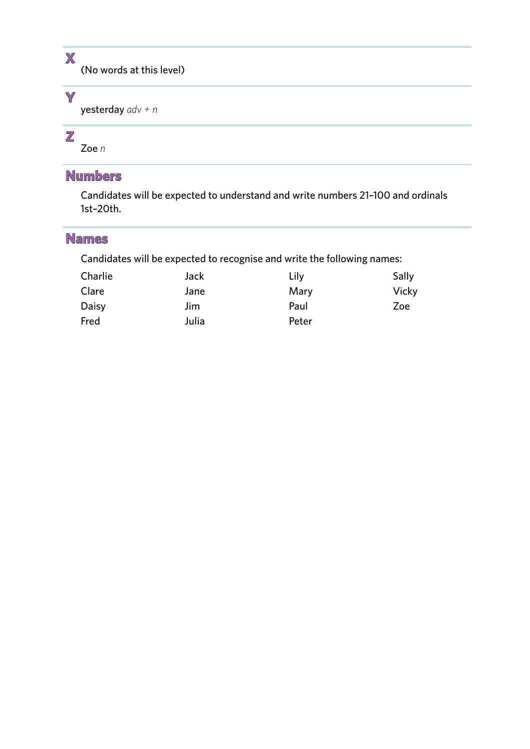## X

(No words at this level)

## Y

yesterday *adv + n*

## Z

Zoe *n*

## Numbers

Candidates will be expected to understand and write numbers 21–100 and ordinals 1st–20th.

## Names

Candidates will be expected to recognise and write the following names:

| | | | |
|---|---|---|---|
| Charlie | Jack | Lily | Sally |
| Clare | Jane | Mary | Vicky |
| Daisy | Jim | Paul | Zoe |
| Fred | Julia | Peter | |